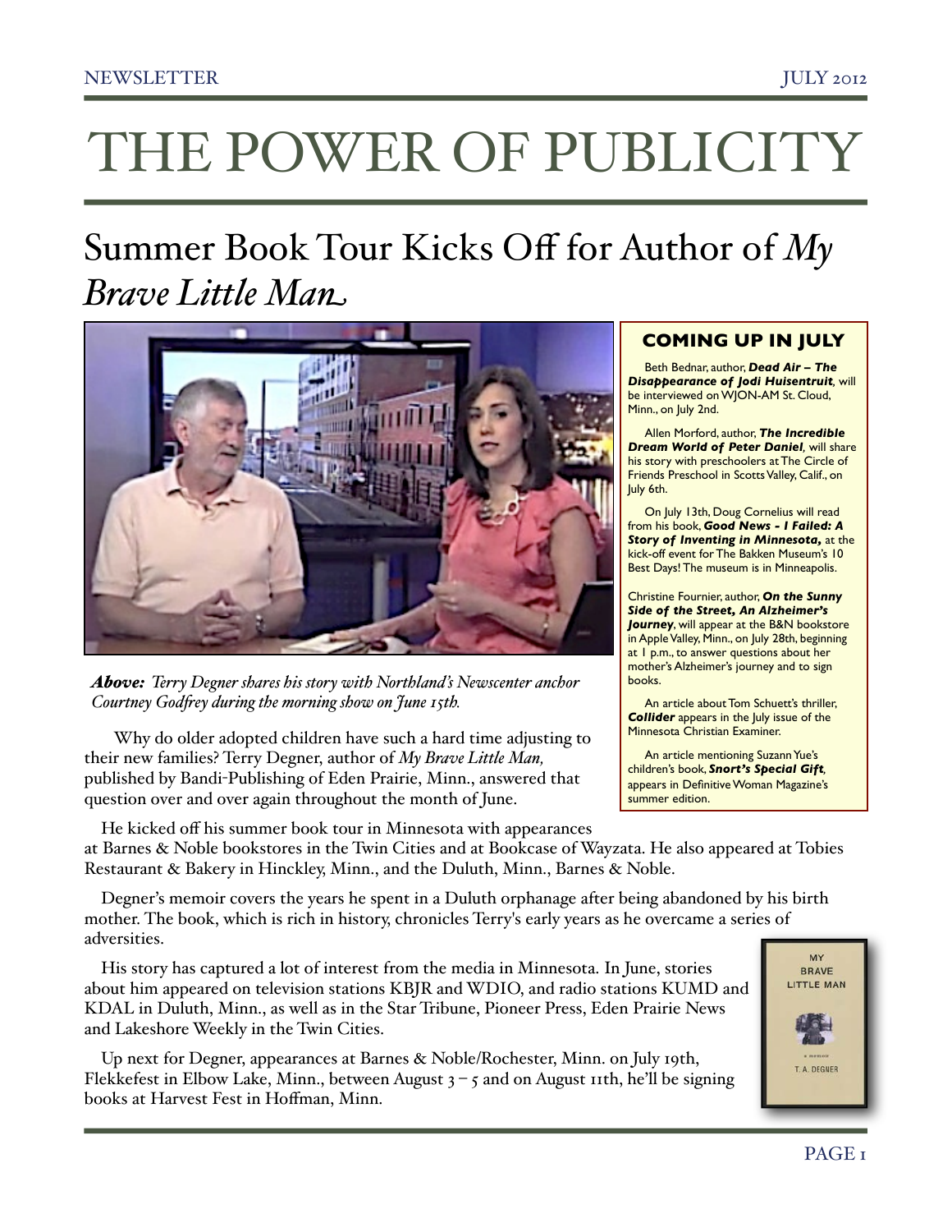# THE POWER OF PUBLICITY

## Summer Book Tour Kicks Off for Author of *My Brave Little Man*

***Above:*** *Terry Degner shares his story with Northland's Newscenter anchor Courtney Godfrey during the morning show on June 15th.*

Why do older adopted children have such a hard time adjusting to their new families? Terry Degner, author of *My Brave Little Man,* published by Bandi-Publishing of Eden Prairie, Minn., answered that question over and over again throughout the month of June.

He kicked off his summer book tour in Minnesota with appearances at Barnes & Noble bookstores in the Twin Cities and at Bookcase of Wayzata. He also appeared at Tobies Restaurant & Bakery in Hinckley, Minn., and the Duluth, Minn., Barnes & Noble.

Degner's memoir covers the years he spent in a Duluth orphanage after being abandoned by his birth mother. The book, which is rich in history, chronicles Terry's early years as he overcame a series of adversities.

His story has captured a lot of interest from the media in Minnesota. In June, stories about him appeared on television stations KBJR and WDIO, and radio stations KUMD and KDAL in Duluth, Minn., as well as in the Star Tribune, Pioneer Press, Eden Prairie News and Lakeshore Weekly in the Twin Cities.

Up next for Degner, appearances at Barnes & Noble/Rochester, Minn. on July 19th, Flekkefest in Elbow Lake, Minn., between August 3 – 5 and on August 11th, he'll be signing books at Harvest Fest in Hoffman, Minn.

### COMING UP IN JULY

Beth Bednar, author, ***Dead Air – The Disappearance of Jodi Huisentruit***, will be interviewed on WJON-AM St. Cloud, Minn., on July 2nd.

Allen Morford, author, ***The Incredible Dream World of Peter Daniel***, will share his story with preschoolers at The Circle of Friends Preschool in Scotts Valley, Calif., on July 6th.

On July 13th, Doug Cornelius will read from his book, ***Good News - I Failed: A Story of Inventing in Minnesota,*** at the kick-off event for The Bakken Museum's 10 Best Days! The museum is in Minneapolis.

Christine Fournier, author, ***On the Sunny Side of the Street, An Alzheimer's Journey***, will appear at the B&N bookstore in Apple Valley, Minn., on July 28th, beginning at 1 p.m., to answer questions about her mother's Alzheimer's journey and to sign books.

An article about Tom Schuett's thriller, ***Collider*** appears in the July issue of the Minnesota Christian Examiner.

An article mentioning Suzann Yue's children's book, ***Snort's Special Gift***, appears in Definitive Woman Magazine's summer edition.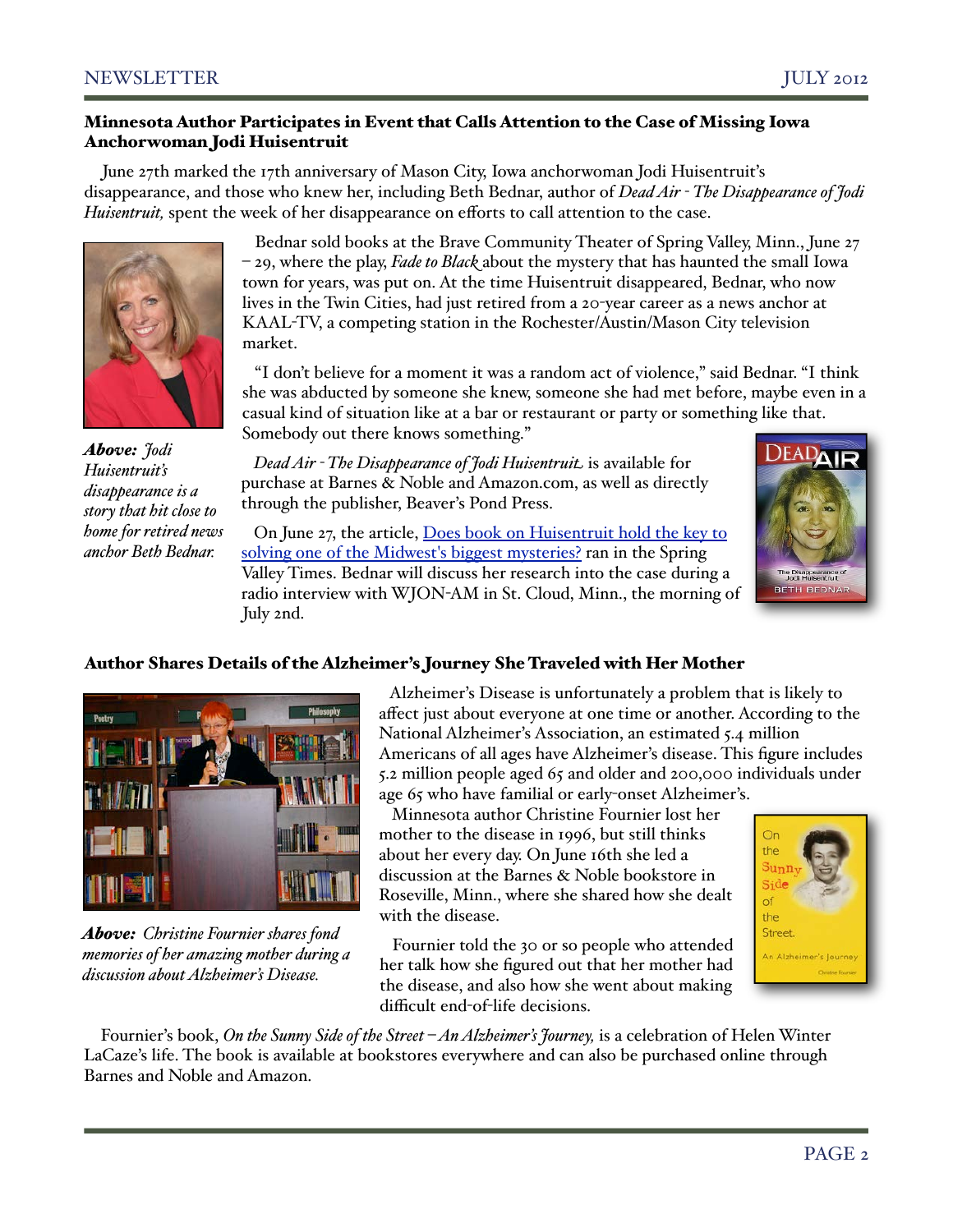## Minnesota Author Participates in Event that Calls Attention to the Case of Missing Iowa Anchorwoman Jodi Huisentruit

June 27th marked the 17th anniversary of Mason City, Iowa anchorwoman Jodi Huisentruit's disappearance, and those who knew her, including Beth Bednar, author of *Dead Air - The Disappearance of Jodi Huisentruit,* spent the week of her disappearance on efforts to call attention to the case.

*Above: Jodi Huisentruit's disappearance is a story that hit close to home for retired news anchor Beth Bednar.*

Bednar sold books at the Brave Community Theater of Spring Valley, Minn., June 27 – 29, where the play, *Fade to Black* about the mystery that has haunted the small Iowa town for years, was put on. At the time Huisentruit disappeared, Bednar, who now lives in the Twin Cities, had just retired from a 20-year career as a news anchor at KAAL-TV, a competing station in the Rochester/Austin/Mason City television market.

"I don't believe for a moment it was a random act of violence," said Bednar. "I think she was abducted by someone she knew, someone she had met before, maybe even in a casual kind of situation like at a bar or restaurant or party or something like that. Somebody out there knows something."

*Dead Air - The Disappearance of Jodi Huisentruit* is available for purchase at Barnes & Noble and Amazon.com, as well as directly through the publisher, Beaver's Pond Press.

On June 27, the article, Does book on Huisentruit hold the key to solving one of the Midwest's biggest mysteries? ran in the Spring Valley Times. Bednar will discuss her research into the case during a radio interview with WJON-AM in St. Cloud, Minn., the morning of July 2nd.

## Author Shares Details of the Alzheimer's Journey She Traveled with Her Mother

*Above: Christine Fournier shares fond memories of her amazing mother during a discussion about Alzheimer's Disease.*

Alzheimer's Disease is unfortunately a problem that is likely to affect just about everyone at one time or another. According to the National Alzheimer's Association, an estimated 5.4 million Americans of all ages have Alzheimer's disease. This figure includes 5.2 million people aged 65 and older and 200,000 individuals under age 65 who have familial or early-onset Alzheimer's.

Minnesota author Christine Fournier lost her mother to the disease in 1996, but still thinks about her every day. On June 16th she led a discussion at the Barnes & Noble bookstore in Roseville, Minn., where she shared how she dealt with the disease.

Fournier told the 30 or so people who attended her talk how she figured out that her mother had the disease, and also how she went about making difficult end-of-life decisions.

Fournier's book, *On the Sunny Side of the Street – An Alzheimer's Journey,* is a celebration of Helen Winter LaCaze's life. The book is available at bookstores everywhere and can also be purchased online through Barnes and Noble and Amazon.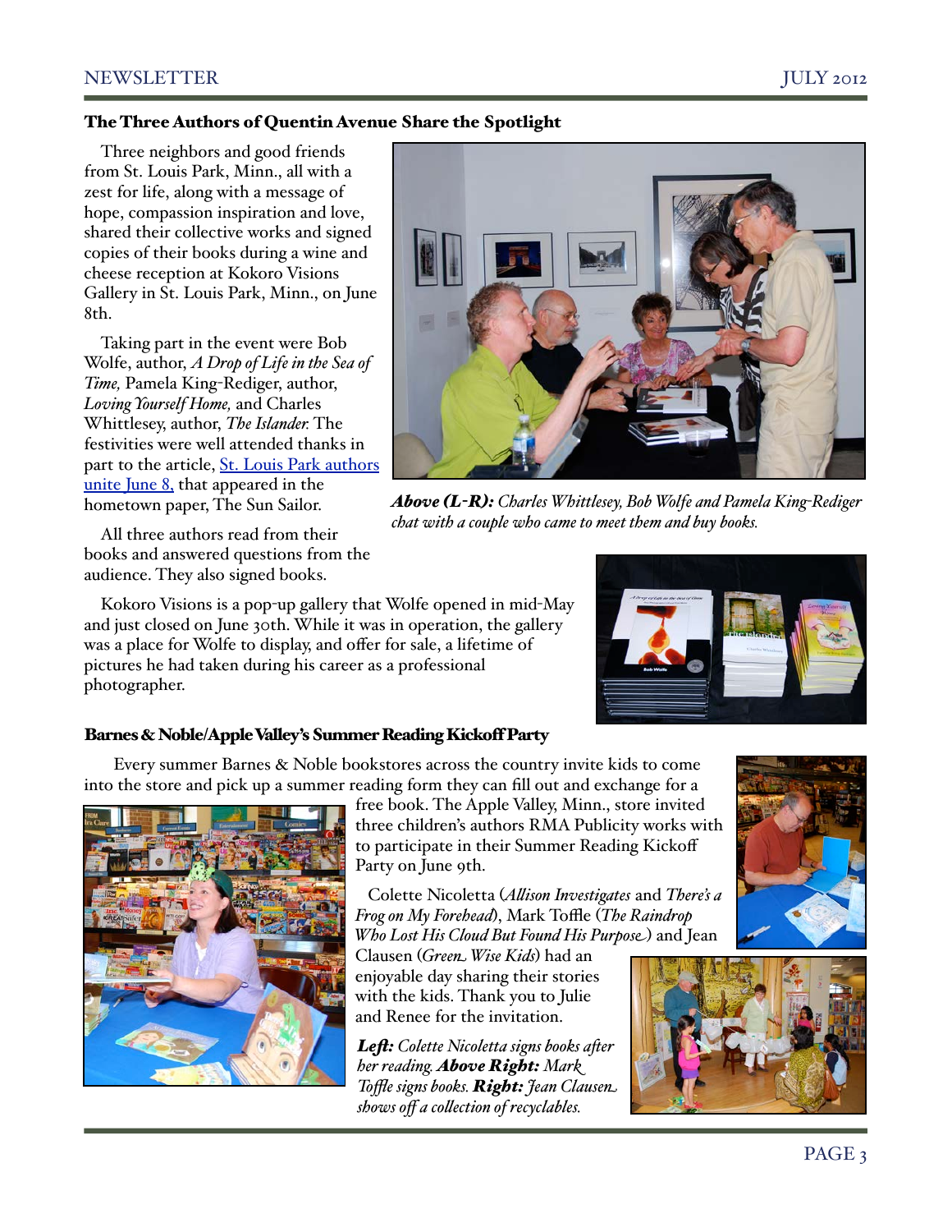## The Three Authors of Quentin Avenue Share the Spotlight

Three neighbors and good friends from St. Louis Park, Minn., all with a zest for life, along with a message of hope, compassion inspiration and love, shared their collective works and signed copies of their books during a wine and cheese reception at Kokoro Visions Gallery in St. Louis Park, Minn., on June 8th.

Taking part in the event were Bob Wolfe, author, *A Drop of Life in the Sea of Time,* Pamela King-Rediger, author, *Loving Yourself Home,* and Charles Whittlesey, author, *The Islander.* The festivities were well attended thanks in part to the article, St. Louis Park authors unite June 8, that appeared in the hometown paper, The Sun Sailor.

***Above (L-R):*** *Charles Whittlesey, Bob Wolfe and Pamela King-Rediger chat with a couple who came to meet them and buy books.*

All three authors read from their books and answered questions from the audience. They also signed books.

Kokoro Visions is a pop-up gallery that Wolfe opened in mid-May and just closed on June 30th. While it was in operation, the gallery was a place for Wolfe to display, and offer for sale, a lifetime of pictures he had taken during his career as a professional photographer.

## Barnes & Noble/Apple Valley's Summer Reading Kickoff Party

Every summer Barnes & Noble bookstores across the country invite kids to come into the store and pick up a summer reading form they can fill out and exchange for a free book. The Apple Valley, Minn., store invited three children's authors RMA Publicity works with to participate in their Summer Reading Kickoff Party on June 9th.

Colette Nicoletta (*Allison Investigates* and *There's a Frog on My Forehead*), Mark Toffle (*The Raindrop Who Lost His Cloud But Found His Purpose*) and Jean Clausen (*Green Wise Kids*) had an enjoyable day sharing their stories with the kids. Thank you to Julie and Renee for the invitation.

***Left:*** *Colette Nicoletta signs books after her reading.* ***Above Right:*** *Mark Toffle signs books.* ***Right:*** *Jean Clausen shows off a collection of recyclables.*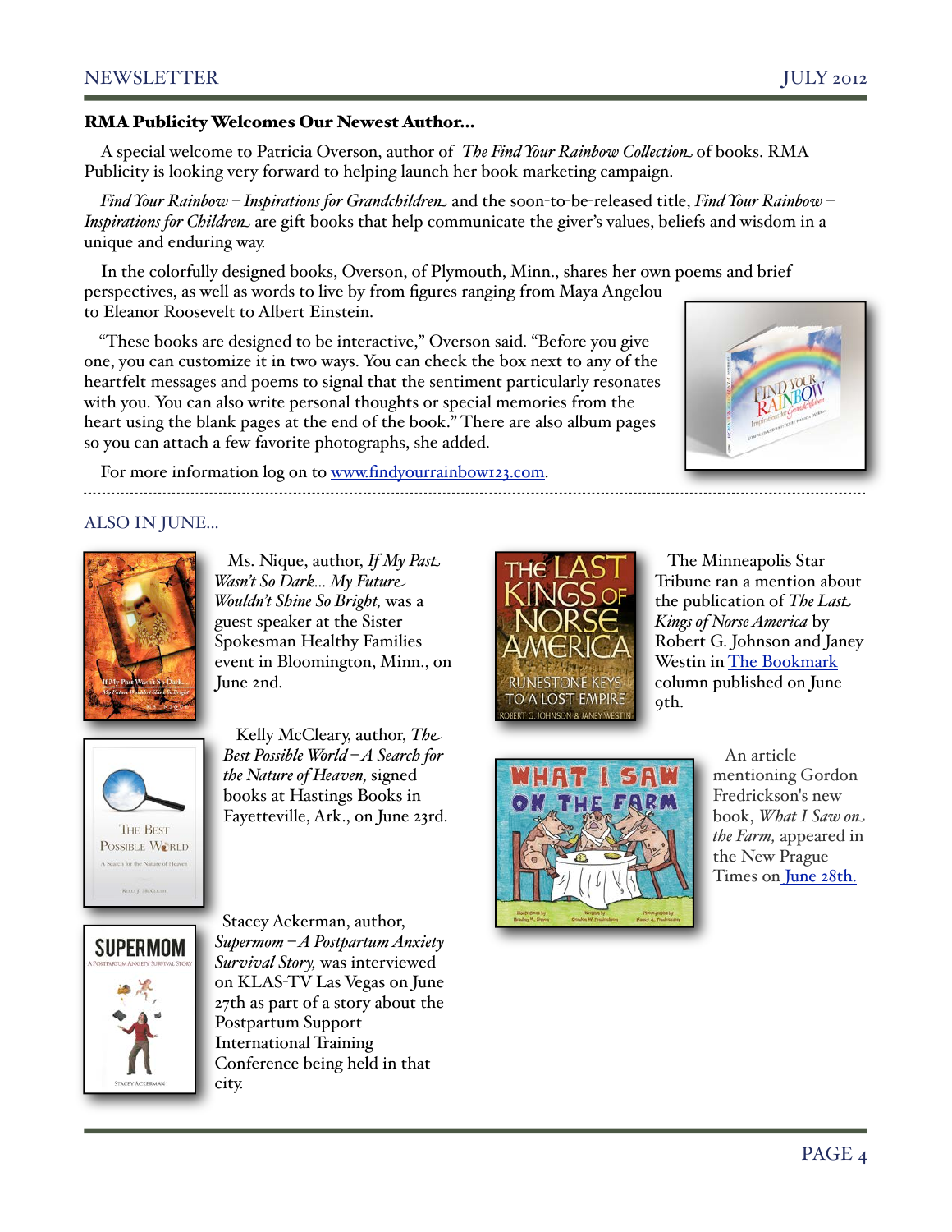## RMA Publicity Welcomes Our Newest Author...

A special welcome to Patricia Overson, author of *The Find Your Rainbow Collection* of books. RMA Publicity is looking very forward to helping launch her book marketing campaign.

*Find Your Rainbow – Inspirations for Grandchildren* and the soon-to-be-released title, *Find Your Rainbow – Inspirations for Children* are gift books that help communicate the giver's values, beliefs and wisdom in a unique and enduring way.

In the colorfully designed books, Overson, of Plymouth, Minn., shares her own poems and brief perspectives, as well as words to live by from figures ranging from Maya Angelou to Eleanor Roosevelt to Albert Einstein.

"These books are designed to be interactive," Overson said. "Before you give one, you can customize it in two ways. You can check the box next to any of the heartfelt messages and poems to signal that the sentiment particularly resonates with you. You can also write personal thoughts or special memories from the heart using the blank pages at the end of the book." There are also album pages so you can attach a few favorite photographs, she added.

For more information log on to [www.findyourrainbow123.com](www.findyourrainbow123.com).

---

## ALSO IN JUNE...

Ms. Nique, author, *If My Past Wasn't So Dark... My Future Wouldn't Shine So Bright,* was a guest speaker at the Sister Spokesman Healthy Families event in Bloomington, Minn., on June 2nd.

Kelly McCleary, author, *The Best Possible World – A Search for the Nature of Heaven,* signed books at Hastings Books in Fayetteville, Ark., on June 23rd.

Stacey Ackerman, author, *Supermom – A Postpartum Anxiety Survival Story,* was interviewed on KLAS-TV Las Vegas on June 27th as part of a story about the Postpartum Support International Training Conference being held in that city.

The Minneapolis Star Tribune ran a mention about the publication of *The Last Kings of Norse America* by Robert G. Johnson and Janey Westin in The Bookmark column published on June 9th.

An article mentioning Gordon Fredrickson's new book, *What I Saw on the Farm,* appeared in the New Prague Times on June 28th.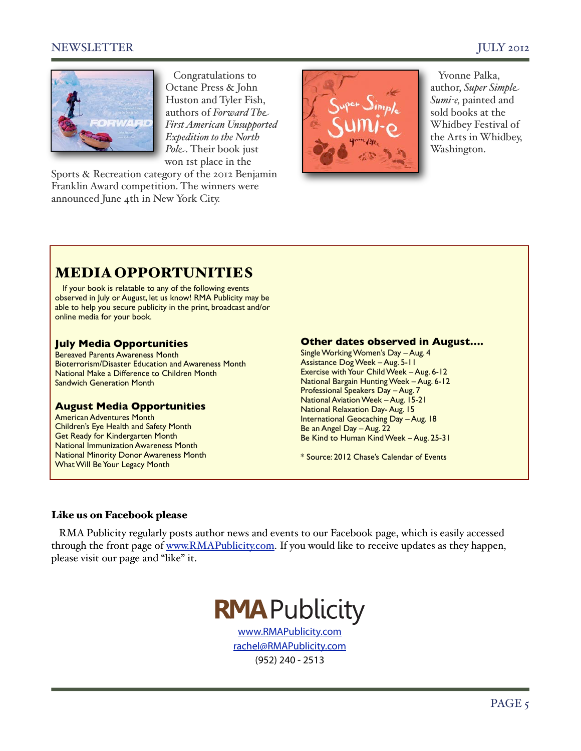Congratulations to Octane Press & John Huston and Tyler Fish, authors of *Forward The First American Unsupported Expedition to the North Pole*. Their book just won 1st place in the Sports & Recreation category of the 2012 Benjamin Franklin Award competition. The winners were announced June 4th in New York City.

Yvonne Palka, author, *Super Simple Sumi-e,* painted and sold books at the Whidbey Festival of the Arts in Whidbey, Washington.

## MEDIA OPPORTUNITIES

If your book is relatable to any of the following events observed in July or August, let us know! RMA Publicity may be able to help you secure publicity in the print, broadcast and/or online media for your book.

### July Media Opportunities

Bereaved Parents Awareness Month
Bioterrorism/Disaster Education and Awareness Month
National Make a Difference to Children Month
Sandwich Generation Month

### August Media Opportunities

American Adventures Month
Children's Eye Health and Safety Month
Get Ready for Kindergarten Month
National Immunization Awareness Month
National Minority Donor Awareness Month
What Will Be Your Legacy Month

### Other dates observed in August....

Single Working Women's Day – Aug. 4
Assistance Dog Week – Aug. 5-11
Exercise with Your Child Week – Aug. 6-12
National Bargain Hunting Week – Aug. 6-12
Professional Speakers Day – Aug. 7
National Aviation Week – Aug. 15-21
National Relaxation Day- Aug. 15
International Geocaching Day – Aug. 18
Be an Angel Day – Aug. 22
Be Kind to Human Kind Week – Aug. 25-31

* Source: 2012 Chase's Calendar of Events

### Like us on Facebook please

RMA Publicity regularly posts author news and events to our Facebook page, which is easily accessed through the front page of www.RMAPublicity.com. If you would like to receive updates as they happen, please visit our page and "like" it.

**RMA** Publicity
www.RMAPublicity.com
rachel@RMAPublicity.com
(952) 240 - 2513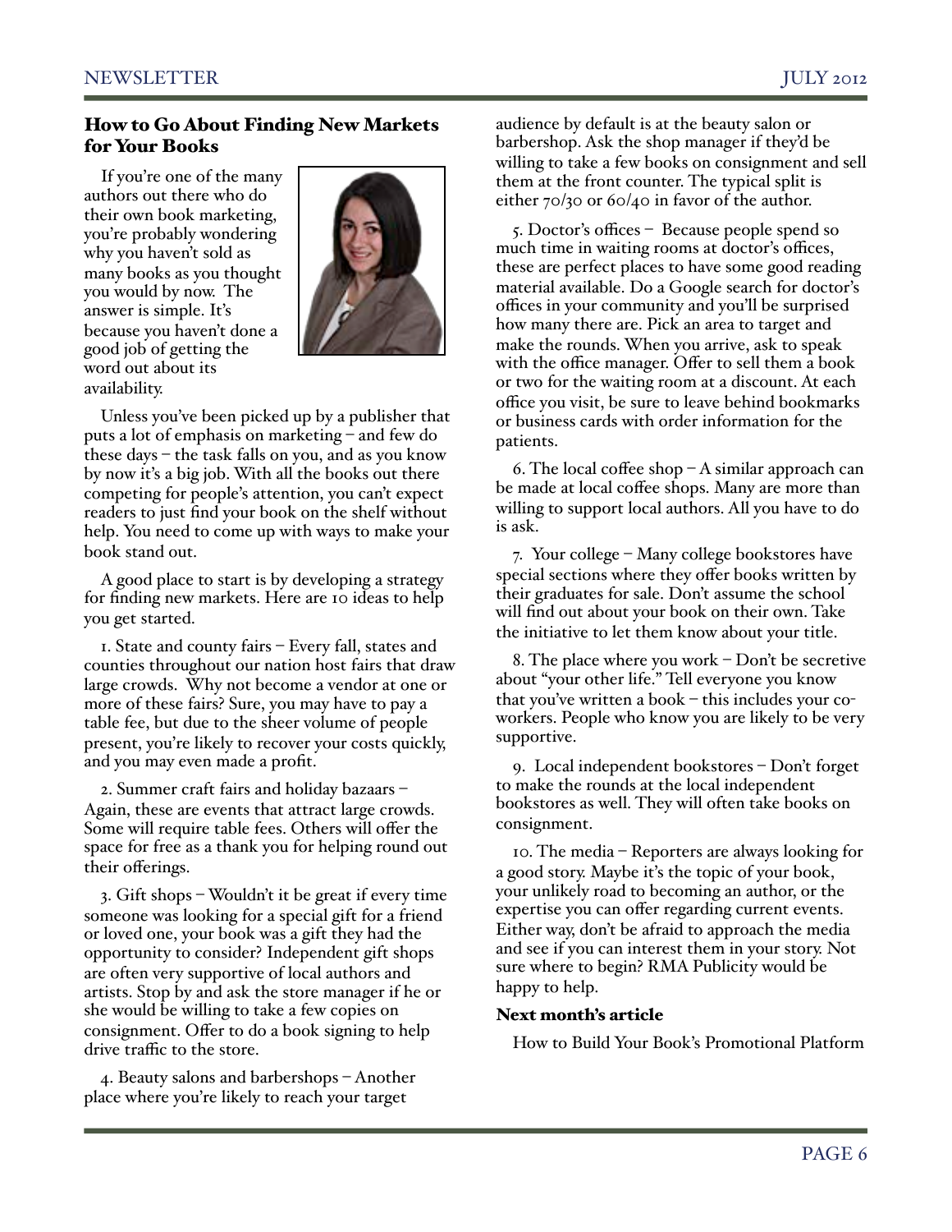## How to Go About Finding New Markets for Your Books

If you're one of the many authors out there who do their own book marketing, you're probably wondering why you haven't sold as many books as you thought you would by now. The answer is simple. It's because you haven't done a good job of getting the word out about its availability.

Unless you've been picked up by a publisher that puts a lot of emphasis on marketing – and few do these days – the task falls on you, and as you know by now it's a big job. With all the books out there competing for people's attention, you can't expect readers to just find your book on the shelf without help. You need to come up with ways to make your book stand out.

A good place to start is by developing a strategy for finding new markets. Here are 10 ideas to help you get started.

1. State and county fairs – Every fall, states and counties throughout our nation host fairs that draw large crowds. Why not become a vendor at one or more of these fairs? Sure, you may have to pay a table fee, but due to the sheer volume of people present, you're likely to recover your costs quickly, and you may even made a profit.

2. Summer craft fairs and holiday bazaars – Again, these are events that attract large crowds. Some will require table fees. Others will offer the space for free as a thank you for helping round out their offerings.

3. Gift shops – Wouldn't it be great if every time someone was looking for a special gift for a friend or loved one, your book was a gift they had the opportunity to consider? Independent gift shops are often very supportive of local authors and artists. Stop by and ask the store manager if he or she would be willing to take a few copies on consignment. Offer to do a book signing to help drive traffic to the store.

4. Beauty salons and barbershops – Another place where you're likely to reach your target audience by default is at the beauty salon or barbershop. Ask the shop manager if they'd be willing to take a few books on consignment and sell them at the front counter. The typical split is either 70/30 or 60/40 in favor of the author.

5. Doctor's offices – Because people spend so much time in waiting rooms at doctor's offices, these are perfect places to have some good reading material available. Do a Google search for doctor's offices in your community and you'll be surprised how many there are. Pick an area to target and make the rounds. When you arrive, ask to speak with the office manager. Offer to sell them a book or two for the waiting room at a discount. At each office you visit, be sure to leave behind bookmarks or business cards with order information for the patients.

6. The local coffee shop – A similar approach can be made at local coffee shops. Many are more than willing to support local authors. All you have to do is ask.

7. Your college – Many college bookstores have special sections where they offer books written by their graduates for sale. Don't assume the school will find out about your book on their own. Take the initiative to let them know about your title.

8. The place where you work – Don't be secretive about "your other life." Tell everyone you know that you've written a book – this includes your co-workers. People who know you are likely to be very supportive.

9. Local independent bookstores – Don't forget to make the rounds at the local independent bookstores as well. They will often take books on consignment.

10. The media – Reporters are always looking for a good story. Maybe it's the topic of your book, your unlikely road to becoming an author, or the expertise you can offer regarding current events. Either way, don't be afraid to approach the media and see if you can interest them in your story. Not sure where to begin? RMA Publicity would be happy to help.

### Next month's article

How to Build Your Book's Promotional Platform